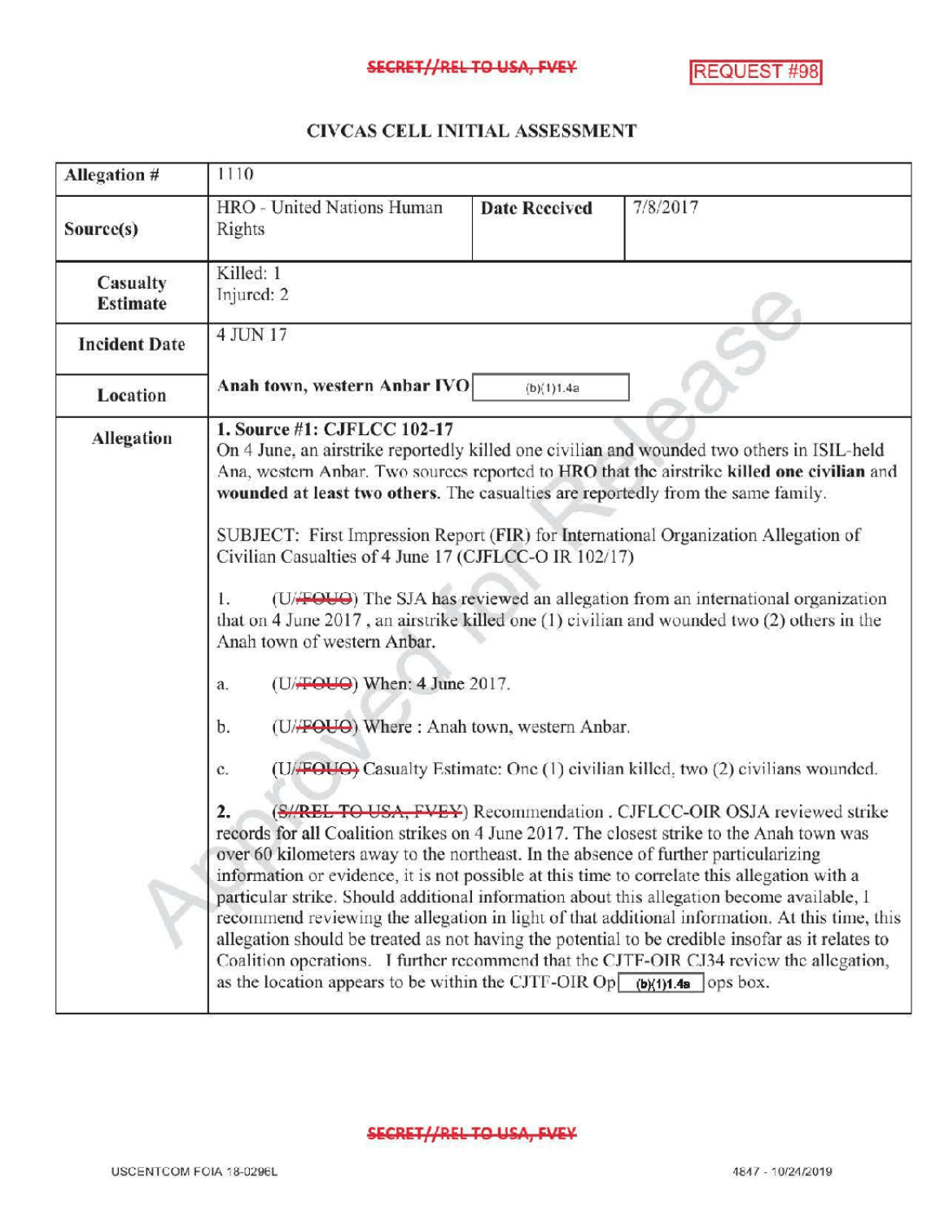SECRET//REL TO USA, FVEY

REQUEST #98

## CIVCAS CELL INITIAL ASSESSMENT

| Allegation # | 1110 | | |
|---|---|---|---|
| Source(s) | HRO - United Nations Human Rights | Date Received | 7/8/2017 |
| Casualty Estimate | Killed: 1<br>Injured: 2 | | |
| Incident Date | 4 JUN 17 | | |
| Location | **Anah town, western Anbar IVO** (b)(1)1.4a | | |
| Allegation | **1. Source #1: CJFLCC 102-17**<br>On 4 June, an airstrike reportedly killed one civilian and wounded two others in ISIL-held Ana, western Anbar. Two sources reported to HRO that the airstrike **killed one civilian** and **wounded at least two others**. The casualties are reportedly from the same family.<br><br>SUBJECT: First Impression Report (FIR) for International Organization Allegation of Civilian Casualties of 4 June 17 (CJFLCC-O IR 102/17)<br><br>1. (U//FOUO) The SJA has reviewed an allegation from an international organization that on 4 June 2017 , an airstrike killed one (1) civilian and wounded two (2) others in the Anah town of western Anbar.<br><br>a. (U//FOUO) When: 4 June 2017.<br><br>b. (U//FOUO) Where : Anah town, western Anbar.<br><br>c. (U//FOUO) Casualty Estimate: One (1) civilian killed, two (2) civilians wounded.<br><br>**2.** (S//REL TO USA, FVEY) Recommendation . CJFLCC-OIR OSJA reviewed strike records for all Coalition strikes on 4 June 2017. The closest strike to the Anah town was over 60 kilometers away to the northeast. In the absence of further particularizing information or evidence, it is not possible at this time to correlate this allegation with a particular strike. Should additional information about this allegation become available, I recommend reviewing the allegation in light of that additional information. At this time, this allegation should be treated as not having the potential to be credible insofar as it relates to Coalition operations. I further recommend that the CJTF-OIR CJ34 review the allegation, as the location appears to be within the CJTF-OIR Op (b)(1)1.4a ops box. | | |

SECRET//REL TO USA, FVEY

USCENTCOM FOIA 18-0296L 4847 - 10/24/2019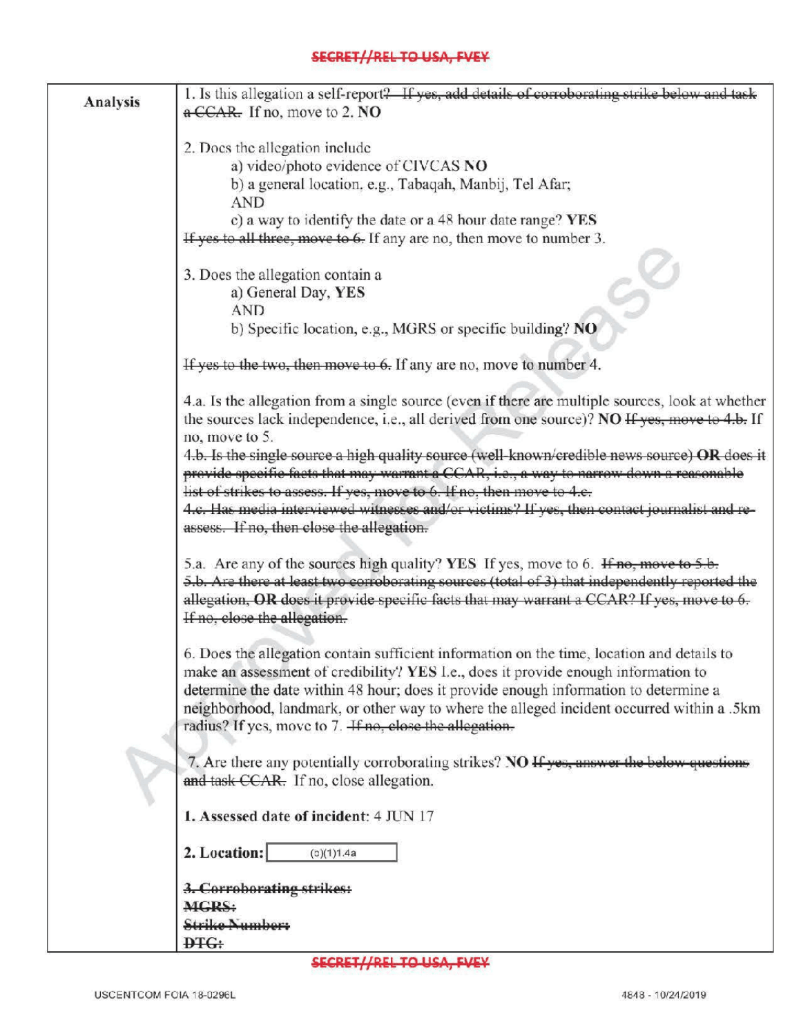SECRET//REL TO USA, FVEY

| Analysis | |
|---|---|
| **Analysis** | 1. Is this allegation a self-report? ~~If yes, add details of corroborating strike below and task a CCAR.~~ If no, move to 2. **NO**<br><br>2. Does the allegation include<br>a) video/photo evidence of CIVCAS **NO**<br>b) a general location, e.g., Tabaqah, Manbij, Tel Afar;<br>AND<br>c) a way to identify the date or a 48 hour date range? **YES**<br>~~If yes to all three, move to 6.~~ If any are no, then move to number 3.<br><br>3. Does the allegation contain a<br>a) General Day, **YES**<br>AND<br>b) Specific location, e.g., MGRS or specific building? **NO**<br><br>~~If yes to the two, then move to 6.~~ If any are no, move to number 4.<br><br>4.a. Is the allegation from a single source (even if there are multiple sources, look at whether the sources lack independence, i.e., all derived from one source)? **NO** ~~If yes, move to 4.b.~~ If no, move to 5.<br>~~4.b. Is the single source a high quality source (well-known/credible news source) **OR** does it provide specific facts that may warrant a CCAR, i.e., a way to narrow down a reasonable list of strikes to assess. If yes, move to 6. If no, then move to 4.c.~~<br>~~4.c. Has media interviewed witnesses and/or victims? If yes, then contact journalist and re-assess. If no, then close the allegation.~~<br><br>5.a. Are any of the sources high quality? **YES** If yes, move to 6. ~~If no, move to 5.b.~~<br>~~5.b. Are there at least two corroborating sources (total of 3) that independently reported the allegation, **OR** does it provide specific facts that may warrant a CCAR? If yes, move to 6. If no, close the allegation.~~<br><br>6. Does the allegation contain sufficient information on the time, location and details to make an assessment of credibility? **YES** I.e., does it provide enough information to determine the date within 48 hour; does it provide enough information to determine a neighborhood, landmark, or other way to where the alleged incident occurred within a .5km radius? If yes, move to 7. ~~If no, close the allegation.~~<br><br>7. Are there any potentially corroborating strikes? **NO** ~~If yes, answer the below questions and task CCAR.~~ If no, close allegation.<br><br>**1. Assessed date of incident**: 4 JUN 17<br><br>**2. Location:** (b)(1)1.4a<br><br>~~**3. Corroborating strikes:**~~<br>~~**MGRS:**~~<br>~~**Strike Number:**~~<br>~~**DTG:**~~ |

SECRET//REL TO USA, FVEY

USCENTCOM FOIA 18-0296L

4848 - 10/24/2019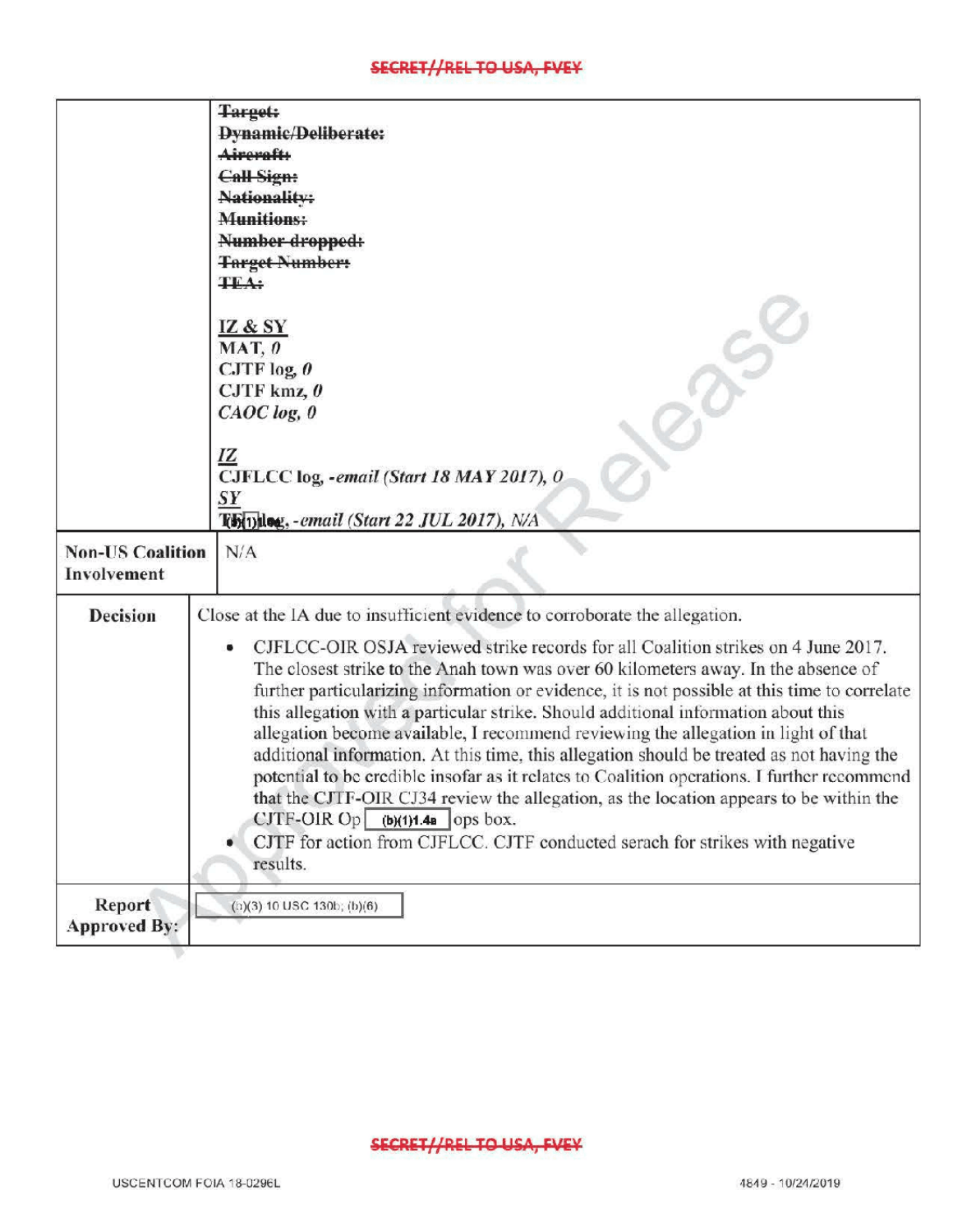| | |
|---|---|
| | ~~Target:~~<br>~~Dynamic/Deliberate:~~<br>~~Aircraft:~~<br>~~Call Sign:~~<br>~~Nationality:~~<br>~~Munitions:~~<br>~~Number dropped:~~<br>~~Target Number:~~<br>~~TEA:~~<br><br>IZ & SY<br>**MAT, *0***<br>**CJTF log, *0***<br>**CJTF kmz, *0***<br>***CAOC log, 0***<br><br>*IZ*<br>**CJFLCC log, *-email (Start 18 MAY 2017), 0***<br>*SY*<br>**T(b)(1)log, *-email (Start 22 JUL 2017), N/A*** |
| **Non-US Coalition Involvement** | N/A |
| **Decision** | Close at the IA due to insufficient evidence to corroborate the allegation.<br><br>• CJFLCC-OIR OSJA reviewed strike records for all Coalition strikes on 4 June 2017. The closest strike to the Anah town was over 60 kilometers away. In the absence of further particularizing information or evidence, it is not possible at this time to correlate this allegation with a particular strike. Should additional information about this allegation become available, I recommend reviewing the allegation in light of that additional information. At this time, this allegation should be treated as not having the potential to be credible insofar as it relates to Coalition operations. I further recommend that the CJTF-OIR CJ34 review the allegation, as the location appears to be within the CJTF-OIR Op (b)(1)1.4a ops box.<br>• CJTF for action from CJFLCC. CJTF conducted serach for strikes with negative results. |
| **Report Approved By:** | (b)(3) 10 USC 130b; (b)(6) |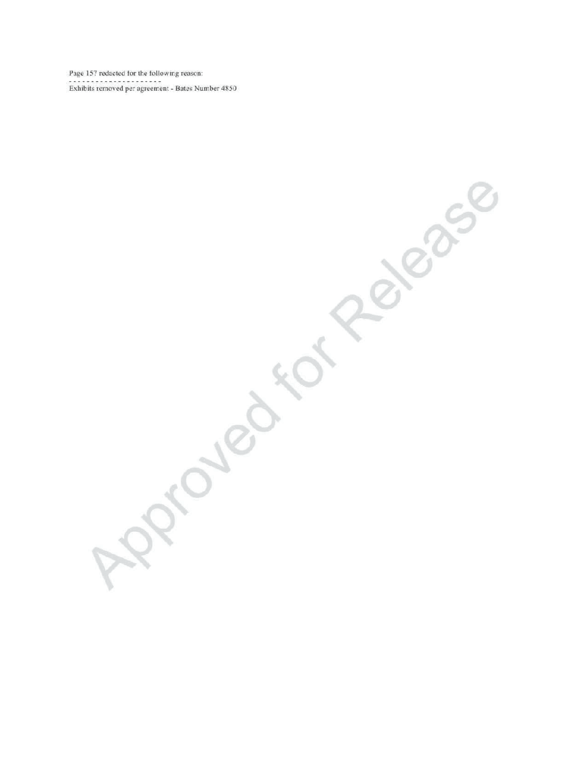Page 157 redacted for the following reason:

- - - - - - - - - - - - - - - - - - - -

Exhibits removed per agreement - Bates Number 4850